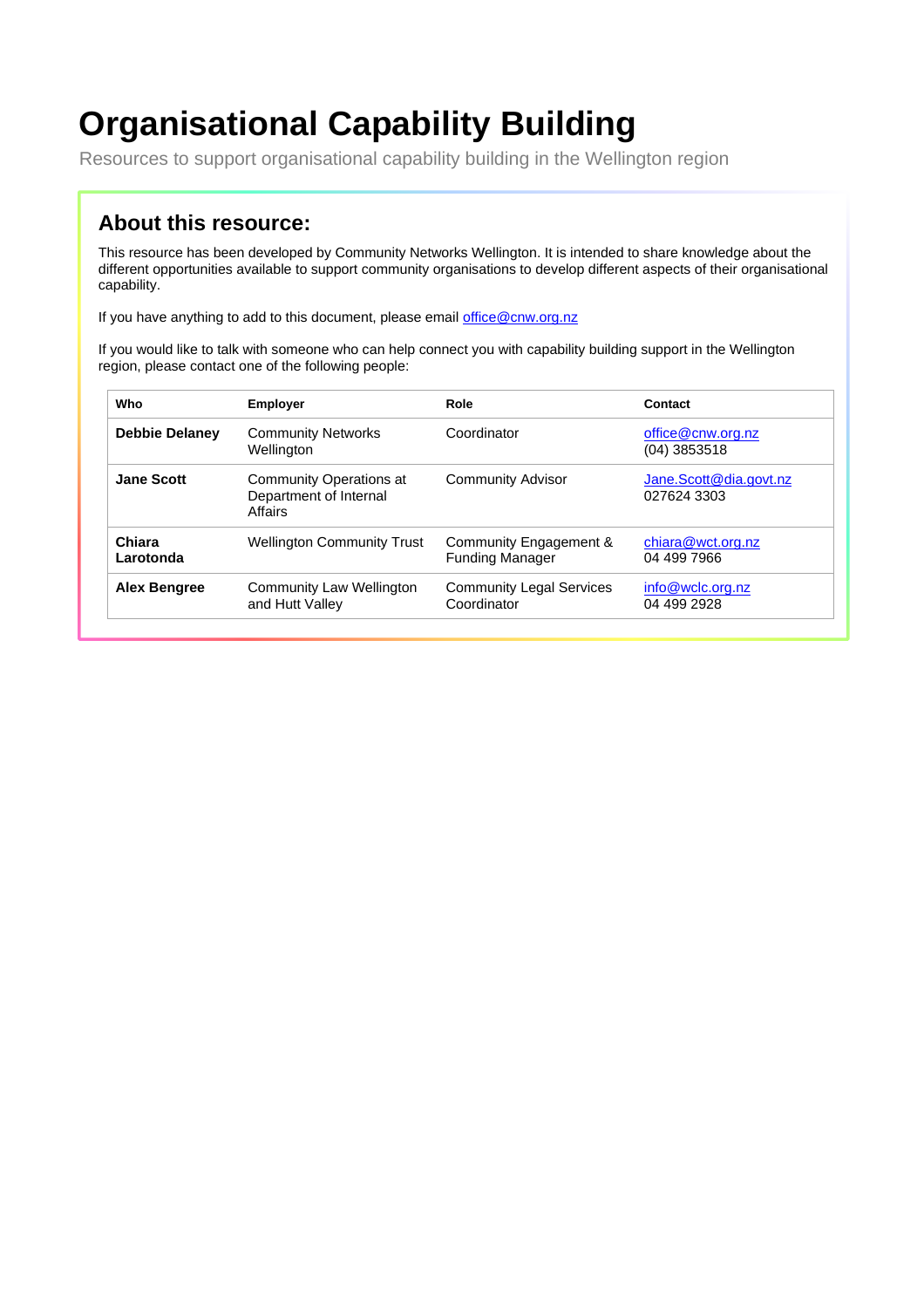# Organisational Capability Building

Resources to support organisational capability building in the Wellington region

## About this resource:

This resource has been developed by Community Networks Wellington. It is intended to share knowledge about the different opportunities available to support community organisations to develop different aspects of their organisational capability.

If you have anything to add to this document, please email office@cnw.org.nz

If you would like to talk with someone who can help connect you with capability building support in the Wellington region, please contact one of the following people:

| Who | Employer | Role | Contact |
|---|---|---|---|
| **Debbie Delaney** | Community Networks Wellington | Coordinator | office@cnw.org.nz (04) 3853518 |
| **Jane Scott** | Community Operations at Department of Internal Affairs | Community Advisor | Jane.Scott@dia.govt.nz 027624 3303 |
| **Chiara Larotonda** | Wellington Community Trust | Community Engagement & Funding Manager | chiara@wct.org.nz 04 499 7966 |
| **Alex Bengree** | Community Law Wellington and Hutt Valley | Community Legal Services Coordinator | info@wclc.org.nz 04 499 2928 |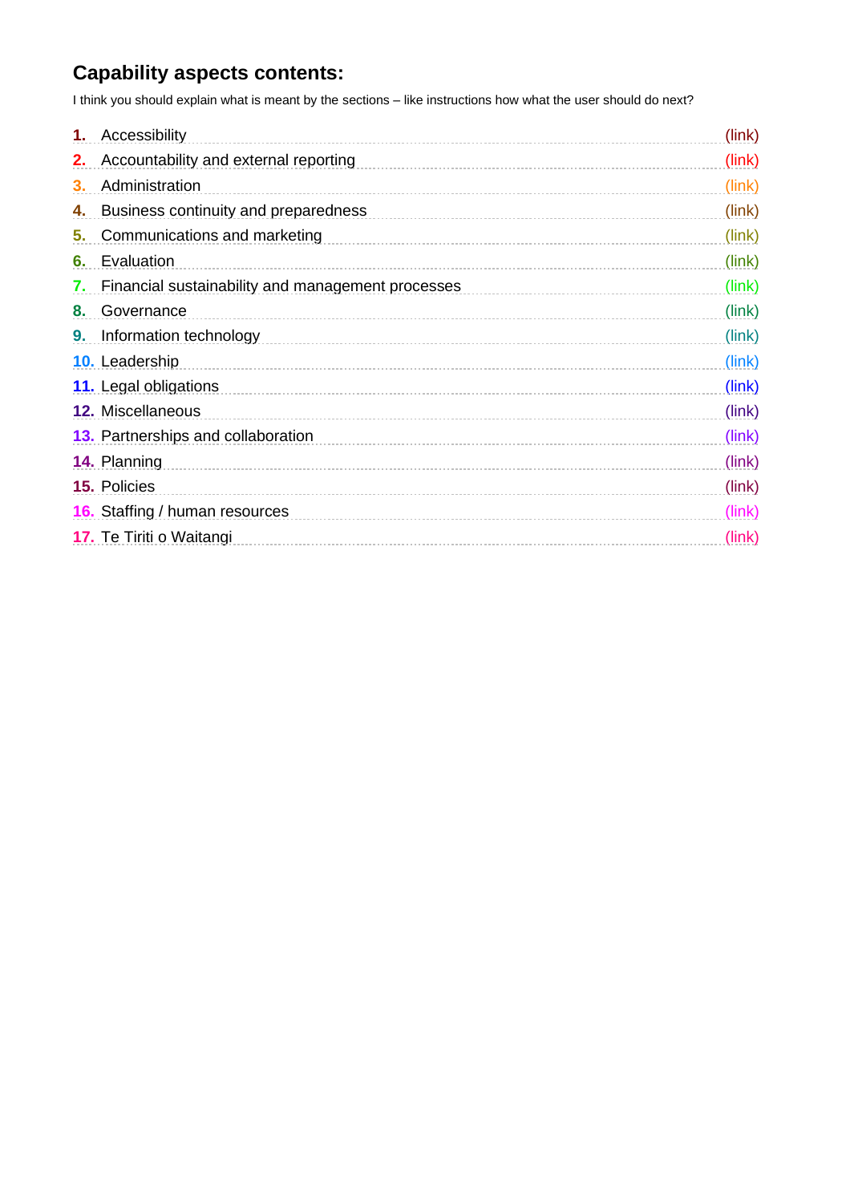## Capability aspects contents:

I think you should explain what is meant by the sections – like instructions how what the user should do next?

1. Accessibility (link)
2. Accountability and external reporting (link)
3. Administration (link)
4. Business continuity and preparedness (link)
5. Communications and marketing (link)
6. Evaluation (link)
7. Financial sustainability and management processes (link)
8. Governance (link)
9. Information technology (link)
10. Leadership (link)
11. Legal obligations (link)
12. Miscellaneous (link)
13. Partnerships and collaboration (link)
14. Planning (link)
15. Policies (link)
16. Staffing / human resources (link)
17. Te Tiriti o Waitangi (link)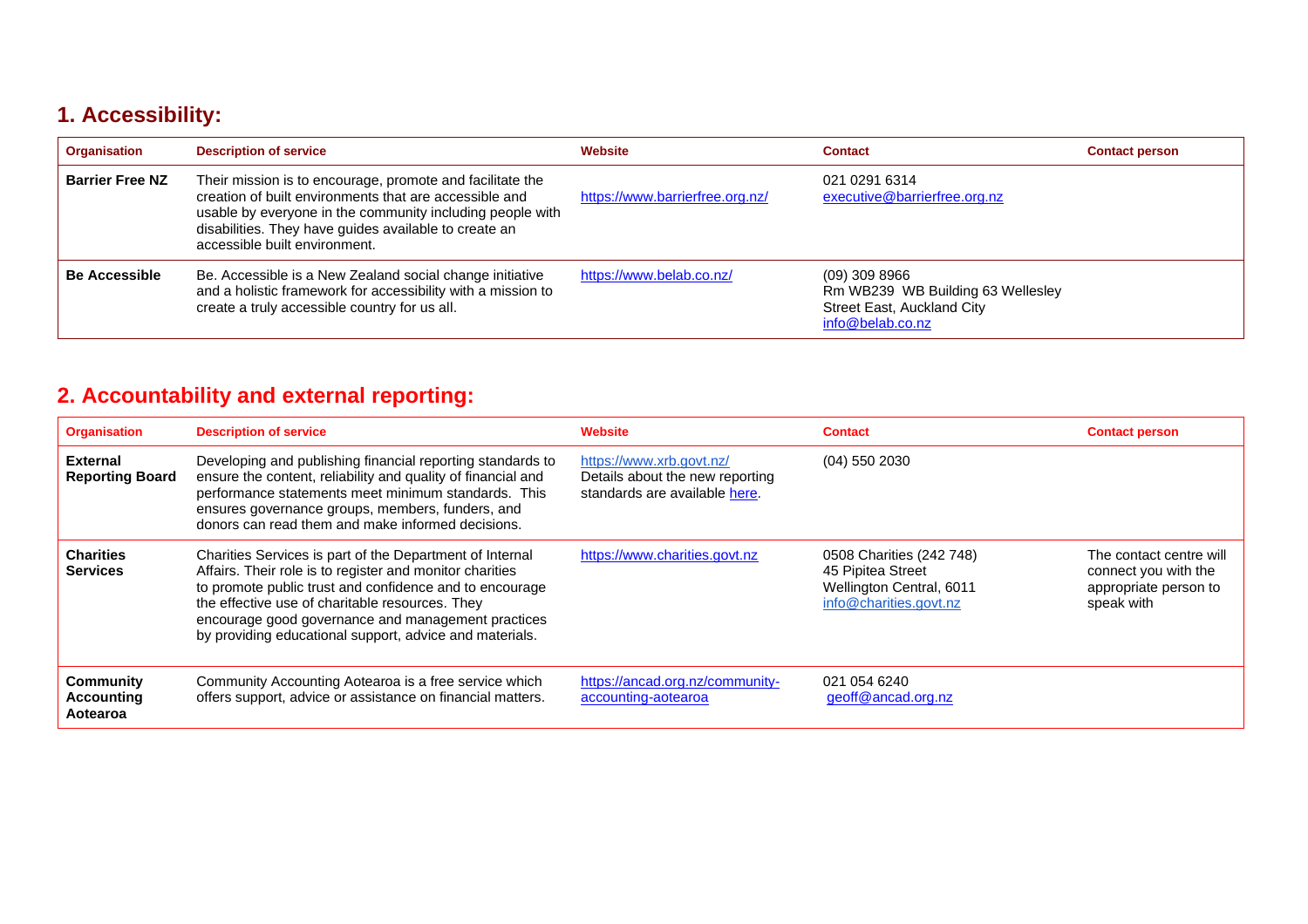## 1. Accessibility:

| Organisation | Description of service | Website | Contact | Contact person |
|---|---|---|---|---|
| **Barrier Free NZ** | Their mission is to encourage, promote and facilitate the creation of built environments that are accessible and usable by everyone in the community including people with disabilities. They have guides available to create an accessible built environment. | https://www.barrierfree.org.nz/ | 021 0291 6314<br>executive@barrierfree.org.nz | |
| **Be Accessible** | Be. Accessible is a New Zealand social change initiative and a holistic framework for accessibility with a mission to create a truly accessible country for us all. | https://www.belab.co.nz/ | (09) 309 8966<br>Rm WB239 WB Building 63 Wellesley Street East, Auckland City<br>info@belab.co.nz | |

## 2. Accountability and external reporting:

| Organisation | Description of service | Website | Contact | Contact person |
|---|---|---|---|---|
| **External Reporting Board** | Developing and publishing financial reporting standards to ensure the content, reliability and quality of financial and performance statements meet minimum standards. This ensures governance groups, members, funders, and donors can read them and make informed decisions. | https://www.xrb.govt.nz/<br>Details about the new reporting standards are available here. | (04) 550 2030 | |
| **Charities Services** | Charities Services is part of the Department of Internal Affairs. Their role is to register and monitor charities to promote public trust and confidence and to encourage the effective use of charitable resources. They encourage good governance and management practices by providing educational support, advice and materials. | https://www.charities.govt.nz | 0508 Charities (242 748)<br>45 Pipitea Street<br>Wellington Central, 6011<br>info@charities.govt.nz | The contact centre will connect you with the appropriate person to speak with |
| **Community Accounting Aotearoa** | Community Accounting Aotearoa is a free service which offers support, advice or assistance on financial matters. | https://ancad.org.nz/community-accounting-aotearoa | 021 054 6240<br>geoff@ancad.org.nz | |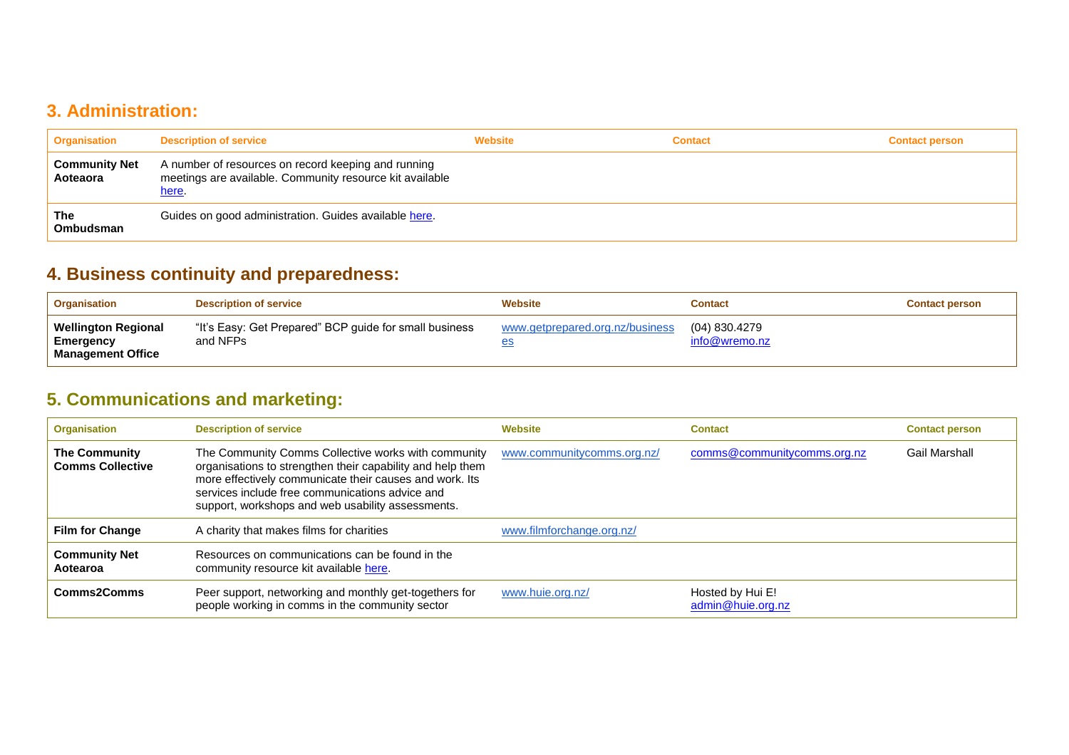## 3. Administration:

| Organisation | Description of service | Website | Contact | Contact person |
|---|---|---|---|---|
| **Community Net Aoteaora** | A number of resources on record keeping and running meetings are available. Community resource kit available here. | | | |
| **The Ombudsman** | Guides on good administration. Guides available here. | | | |

## 4. Business continuity and preparedness:

| Organisation | Description of service | Website | Contact | Contact person |
|---|---|---|---|---|
| **Wellington Regional Emergency Management Office** | "It's Easy: Get Prepared" BCP guide for small business and NFPs | www.getprepared.org.nz/businesses | (04) 830.4279 info@wremo.nz | |

## 5. Communications and marketing:

| Organisation | Description of service | Website | Contact | Contact person |
|---|---|---|---|---|
| **The Community Comms Collective** | The Community Comms Collective works with community organisations to strengthen their capability and help them more effectively communicate their causes and work. Its services include free communications advice and support, workshops and web usability assessments. | www.communitycomms.org.nz/ | comms@communitycomms.org.nz | Gail Marshall |
| **Film for Change** | A charity that makes films for charities | www.filmforchange.org.nz/ | | |
| **Community Net Aotearoa** | Resources on communications can be found in the community resource kit available here. | | | |
| **Comms2Comms** | Peer support, networking and monthly get-togethers for people working in comms in the community sector | www.huie.org.nz/ | Hosted by Hui E! admin@huie.org.nz | |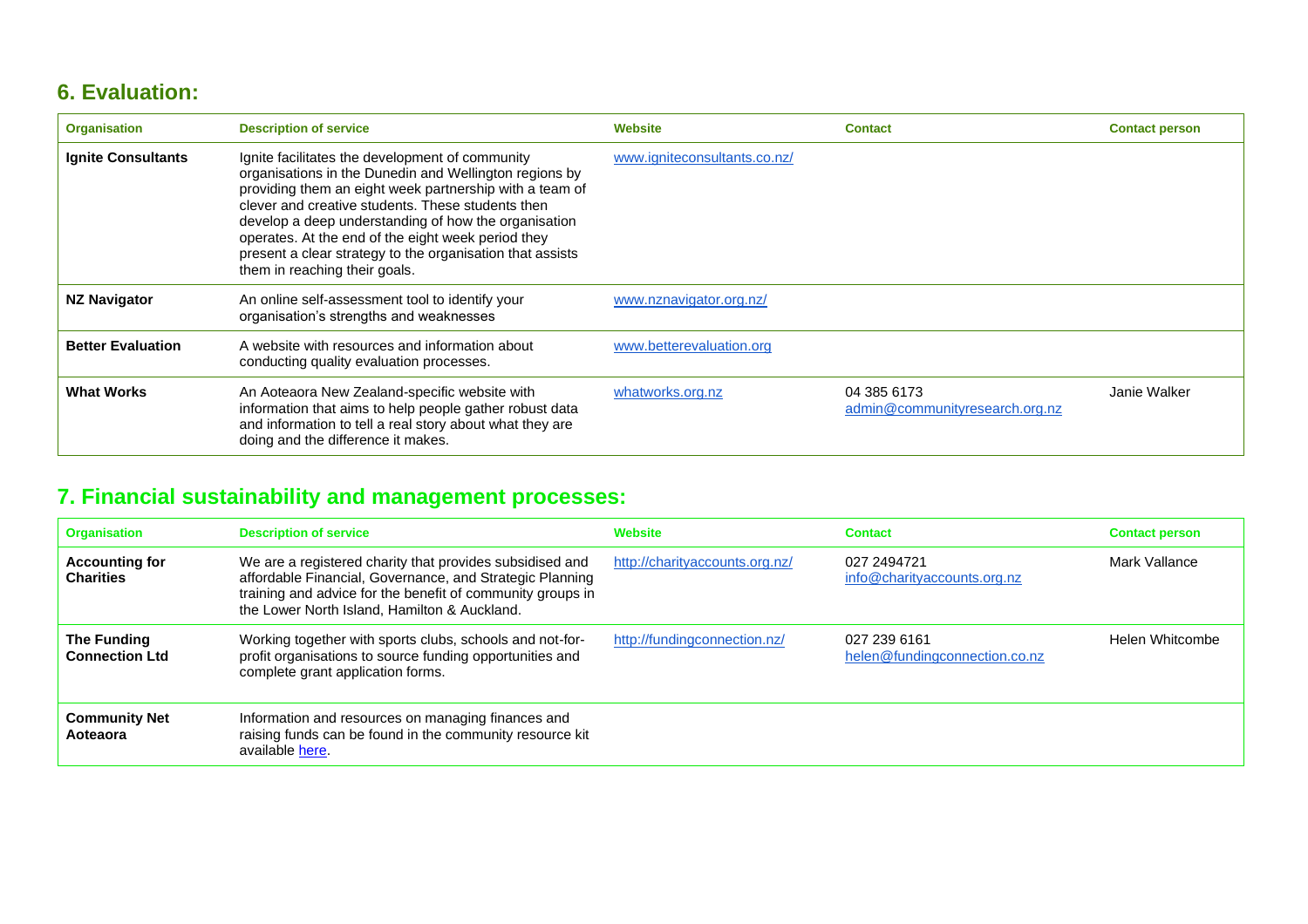## 6. Evaluation:

| Organisation | Description of service | Website | Contact | Contact person |
|---|---|---|---|---|
| **Ignite Consultants** | Ignite facilitates the development of community organisations in the Dunedin and Wellington regions by providing them an eight week partnership with a team of clever and creative students. These students then develop a deep understanding of how the organisation operates. At the end of the eight week period they present a clear strategy to the organisation that assists them in reaching their goals. | www.igniteconsultants.co.nz/ | | |
| **NZ Navigator** | An online self-assessment tool to identify your organisation's strengths and weaknesses | www.nznavigator.org.nz/ | | |
| **Better Evaluation** | A website with resources and information about conducting quality evaluation processes. | www.betterevaluation.org | | |
| **What Works** | An Aoteaora New Zealand-specific website with information that aims to help people gather robust data and information to tell a real story about what they are doing and the difference it makes. | whatworks.org.nz | 04 385 6173<br>admin@communityresearch.org.nz | Janie Walker |

## 7. Financial sustainability and management processes:

| Organisation | Description of service | Website | Contact | Contact person |
|---|---|---|---|---|
| **Accounting for Charities** | We are a registered charity that provides subsidised and affordable Financial, Governance, and Strategic Planning training and advice for the benefit of community groups in the Lower North Island, Hamilton & Auckland. | http://charityaccounts.org.nz/ | 027 2494721<br>info@charityaccounts.org.nz | Mark Vallance |
| **The Funding Connection Ltd** | Working together with sports clubs, schools and not-for-profit organisations to source funding opportunities and complete grant application forms. | http://fundingconnection.nz/ | 027 239 6161<br>helen@fundingconnection.co.nz | Helen Whitcombe |
| **Community Net Aoteaora** | Information and resources on managing finances and raising funds can be found in the community resource kit available here. | | | |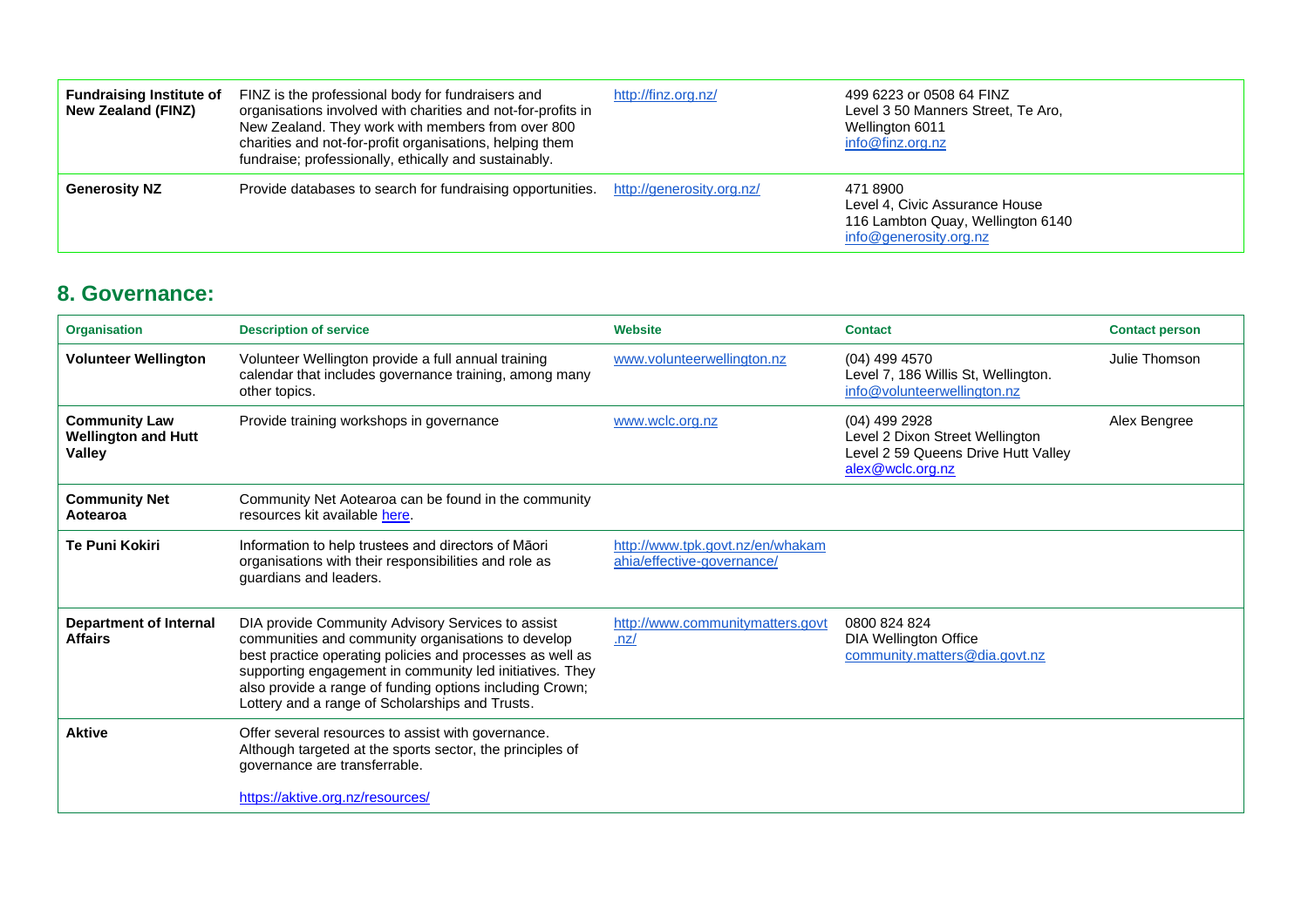| | | | | |
|---|---|---|---|---|
| **Fundraising Institute of New Zealand (FINZ)** | FINZ is the professional body for fundraisers and organisations involved with charities and not-for-profits in New Zealand. They work with members from over 800 charities and not-for-profit organisations, helping them fundraise; professionally, ethically and sustainably. | http://finz.org.nz/ | 499 6223 or 0508 64 FINZ<br>Level 3 50 Manners Street, Te Aro, Wellington 6011<br>info@finz.org.nz | |
| **Generosity NZ** | Provide databases to search for fundraising opportunities. | http://generosity.org.nz/ | 471 8900<br>Level 4, Civic Assurance House<br>116 Lambton Quay, Wellington 6140<br>info@generosity.org.nz | |

## 8. Governance:

| Organisation | Description of service | Website | Contact | Contact person |
|---|---|---|---|---|
| **Volunteer Wellington** | Volunteer Wellington provide a full annual training calendar that includes governance training, among many other topics. | www.volunteerwellington.nz | (04) 499 4570<br>Level 7, 186 Willis St, Wellington.<br>info@volunteerwellington.nz | Julie Thomson |
| **Community Law Wellington and Hutt Valley** | Provide training workshops in governance | www.wclc.org.nz | (04) 499 2928<br>Level 2 Dixon Street Wellington<br>Level 2 59 Queens Drive Hutt Valley<br>alex@wclc.org.nz | Alex Bengree |
| **Community Net Aotearoa** | Community Net Aotearoa can be found in the community resources kit available here. | | | |
| **Te Puni Kokiri** | Information to help trustees and directors of Māori organisations with their responsibilities and role as guardians and leaders. | http://www.tpk.govt.nz/en/whakamahia/effective-governance/ | | |
| **Department of Internal Affairs** | DIA provide Community Advisory Services to assist communities and community organisations to develop best practice operating policies and processes as well as supporting engagement in community led initiatives. They also provide a range of funding options including Crown; Lottery and a range of Scholarships and Trusts. | http://www.communitymatters.govt.nz/ | 0800 824 824<br>DIA Wellington Office<br>community.matters@dia.govt.nz | |
| **Aktive** | Offer several resources to assist with governance. Although targeted at the sports sector, the principles of governance are transferrable.<br><br>https://aktive.org.nz/resources/ | | | |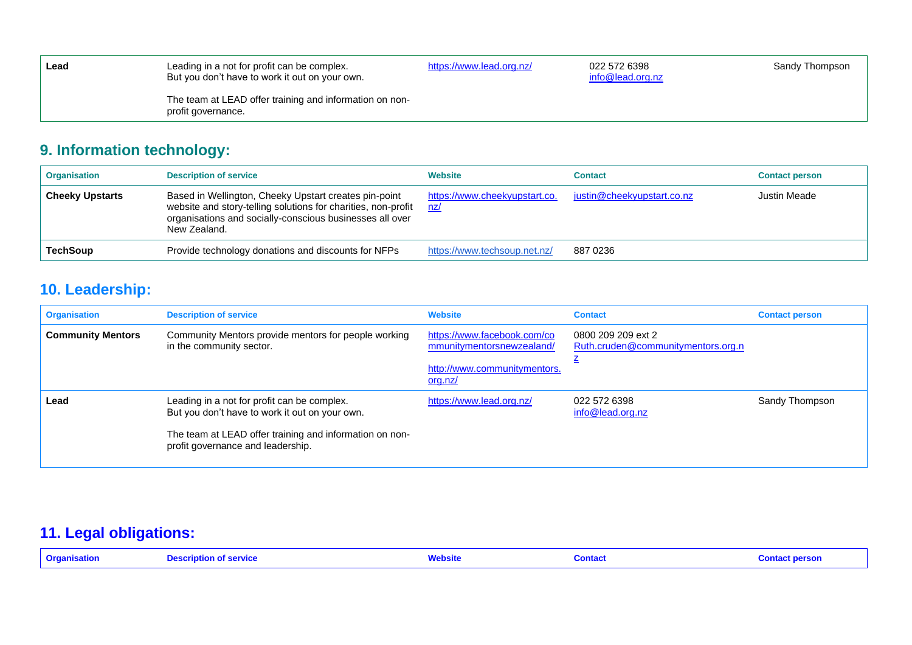| Lead | Leading in a not for profit can be complex. But you don't have to work it out on your own. The team at LEAD offer training and information on non-profit governance. | https://www.lead.org.nz/ | 022 572 6398 info@lead.org.nz | Sandy Thompson |
|---|---|---|---|---|

## 9. Information technology:

| Organisation | Description of service | Website | Contact | Contact person |
|---|---|---|---|---|
| **Cheeky Upstarts** | Based in Wellington, Cheeky Upstart creates pin-point website and story-telling solutions for charities, non-profit organisations and socially-conscious businesses all over New Zealand. | https://www.cheekyupstart.co.nz/ | justin@cheekyupstart.co.nz | Justin Meade |
| **TechSoup** | Provide technology donations and discounts for NFPs | https://www.techsoup.net.nz/ | 887 0236 | |

## 10. Leadership:

| Organisation | Description of service | Website | Contact | Contact person |
|---|---|---|---|---|
| **Community Mentors** | Community Mentors provide mentors for people working in the community sector. | https://www.facebook.com/communitymentorsnewzealand/ http://www.communitymentors.org.nz/ | 0800 209 209 ext 2 Ruth.cruden@communitymentors.org.nz | |
| **Lead** | Leading in a not for profit can be complex. But you don't have to work it out on your own. The team at LEAD offer training and information on non-profit governance and leadership. | https://www.lead.org.nz/ | 022 572 6398 info@lead.org.nz | Sandy Thompson |

## 11. Legal obligations:

| Organisation | Description of service | Website | Contact | Contact person |
|---|---|---|---|---|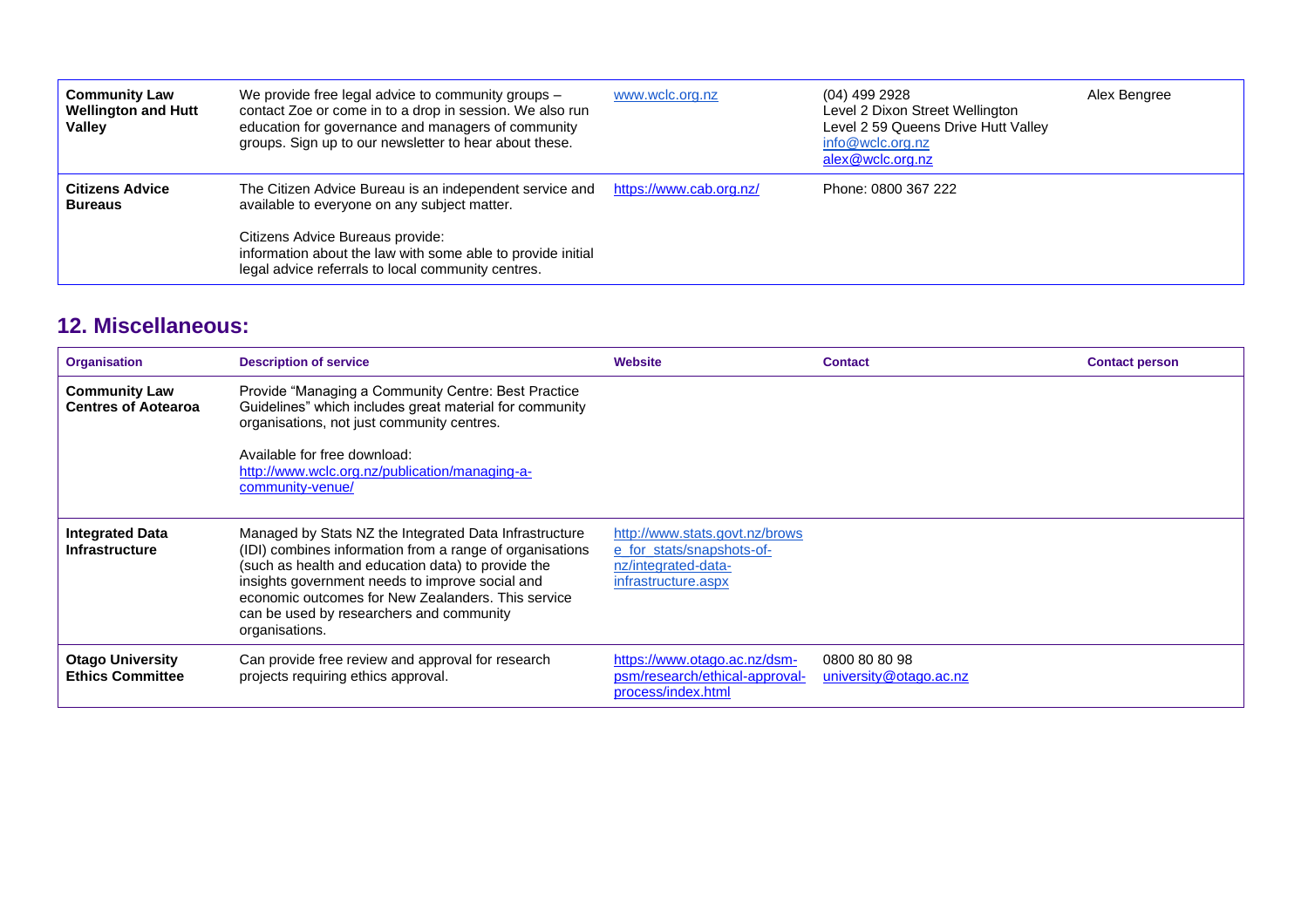| Community Law Wellington and Hutt Valley | We provide free legal advice to community groups – contact Zoe or come in to a drop in session. We also run education for governance and managers of community groups. Sign up to our newsletter to hear about these. | www.wclc.org.nz | (04) 499 2928<br>Level 2 Dixon Street Wellington<br>Level 2 59 Queens Drive Hutt Valley<br>info@wclc.org.nz<br>alex@wclc.org.nz | Alex Bengree |
|---|---|---|---|---|
| **Citizens Advice Bureaus** | The Citizen Advice Bureau is an independent service and available to everyone on any subject matter.<br><br>Citizens Advice Bureaus provide:<br>information about the law with some able to provide initial legal advice referrals to local community centres. | https://www.cab.org.nz/ | Phone: 0800 367 222 | |

## 12. Miscellaneous:

| Organisation | Description of service | Website | Contact | Contact person |
|---|---|---|---|---|
| **Community Law Centres of Aotearoa** | Provide "Managing a Community Centre: Best Practice Guidelines" which includes great material for community organisations, not just community centres.<br><br>Available for free download:<br>http://www.wclc.org.nz/publication/managing-a-community-venue/ | | | |
| **Integrated Data Infrastructure** | Managed by Stats NZ the Integrated Data Infrastructure (IDI) combines information from a range of organisations (such as health and education data) to provide the insights government needs to improve social and economic outcomes for New Zealanders. This service can be used by researchers and community organisations. | http://www.stats.govt.nz/browse_for_stats/snapshots-of-nz/integrated-data-infrastructure.aspx | | |
| **Otago University Ethics Committee** | Can provide free review and approval for research projects requiring ethics approval. | https://www.otago.ac.nz/dsm-psm/research/ethical-approval-process/index.html | 0800 80 80 98<br>university@otago.ac.nz | |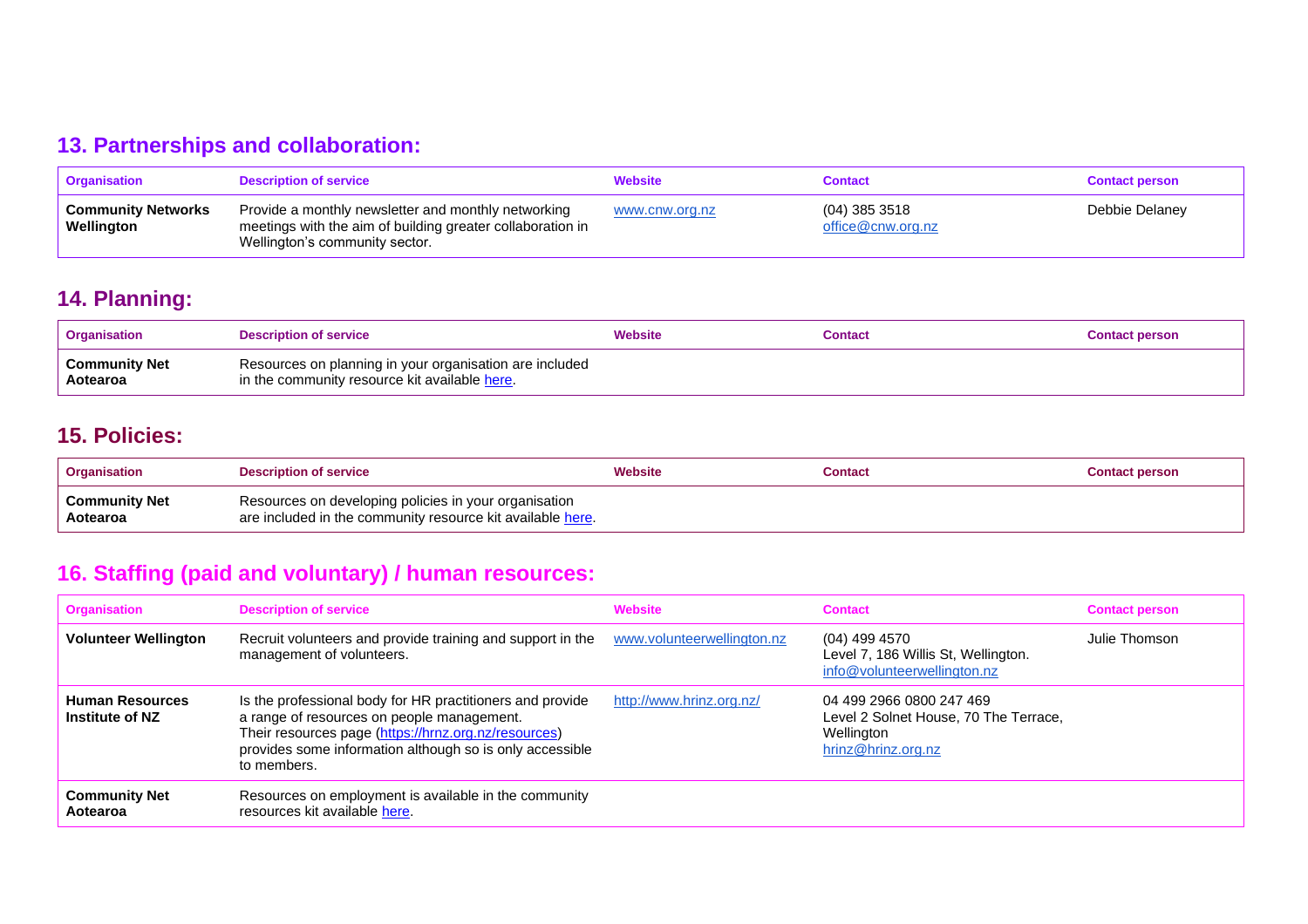## 13. Partnerships and collaboration:

| Organisation | Description of service | Website | Contact | Contact person |
|---|---|---|---|---|
| **Community Networks Wellington** | Provide a monthly newsletter and monthly networking meetings with the aim of building greater collaboration in Wellington's community sector. | www.cnw.org.nz | (04) 385 3518<br>office@cnw.org.nz | Debbie Delaney |

## 14. Planning:

| Organisation | Description of service | Website | Contact | Contact person |
|---|---|---|---|---|
| **Community Net Aotearoa** | Resources on planning in your organisation are included in the community resource kit available here. | | | |

## 15. Policies:

| Organisation | Description of service | Website | Contact | Contact person |
|---|---|---|---|---|
| **Community Net Aotearoa** | Resources on developing policies in your organisation are included in the community resource kit available here. | | | |

## 16. Staffing (paid and voluntary) / human resources:

| Organisation | Description of service | Website | Contact | Contact person |
|---|---|---|---|---|
| **Volunteer Wellington** | Recruit volunteers and provide training and support in the management of volunteers. | www.volunteerwellington.nz | (04) 499 4570<br>Level 7, 186 Willis St, Wellington.<br>info@volunteerwellington.nz | Julie Thomson |
| **Human Resources Institute of NZ** | Is the professional body for HR practitioners and provide a range of resources on people management.<br>Their resources page (https://hrnz.org.nz/resources) provides some information although so is only accessible to members. | http://www.hrinz.org.nz/ | 04 499 2966 0800 247 469<br>Level 2 Solnet House, 70 The Terrace, Wellington<br>hrinz@hrinz.org.nz | |
| **Community Net Aotearoa** | Resources on employment is available in the community resources kit available here. | | | |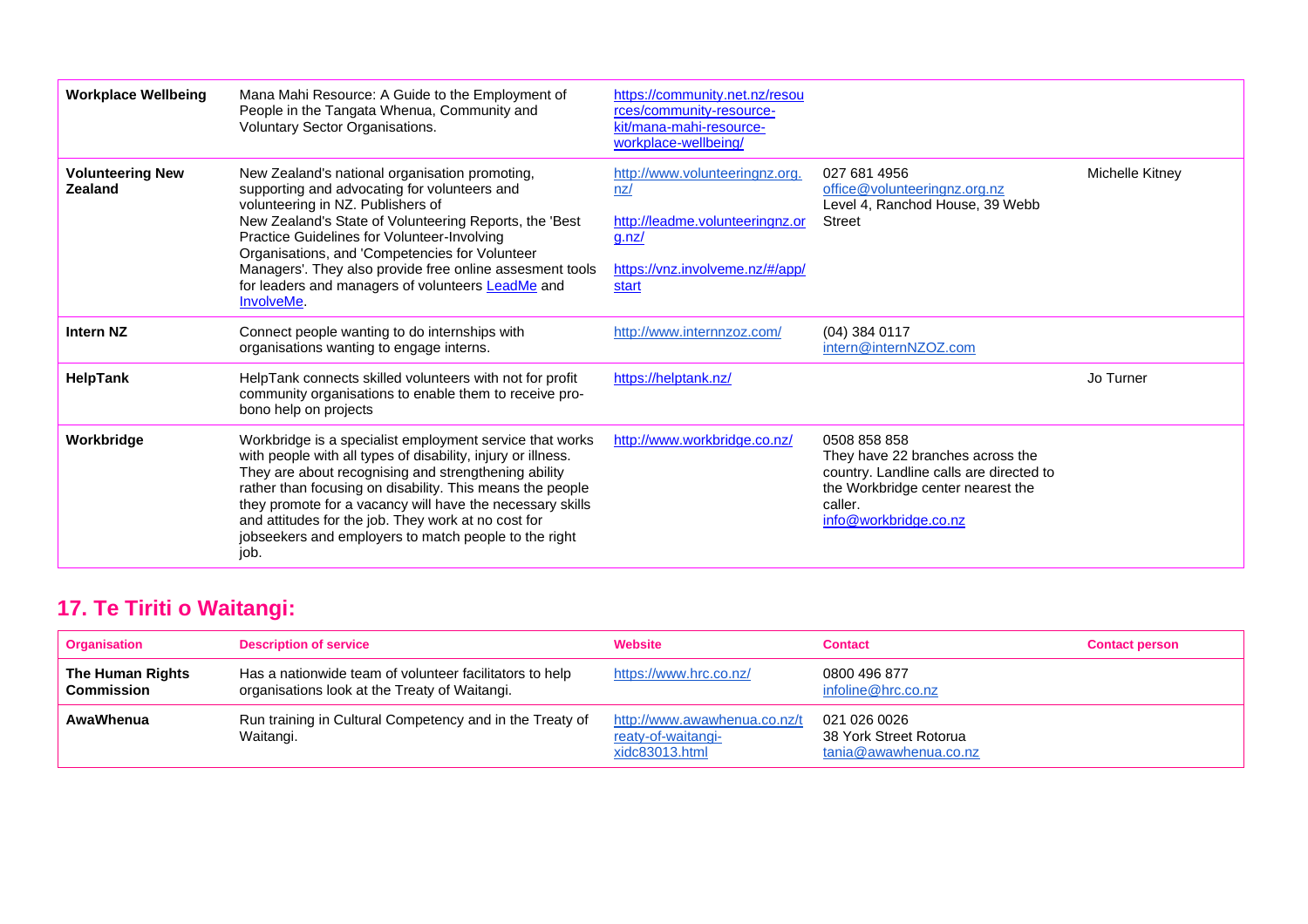| | | | | |
|---|---|---|---|---|
| **Workplace Wellbeing** | Mana Mahi Resource: A Guide to the Employment of People in the Tangata Whenua, Community and Voluntary Sector Organisations. | https://community.net.nz/resources/community-resource-kit/mana-mahi-resource-workplace-wellbeing/ | | |
| **Volunteering New Zealand** | New Zealand's national organisation promoting, supporting and advocating for volunteers and volunteering in NZ. Publishers of New Zealand's State of Volunteering Reports, the 'Best Practice Guidelines for Volunteer-Involving Organisations, and 'Competencies for Volunteer Managers'. They also provide free online assesment tools for leaders and managers of volunteers LeadMe and InvolveMe. | http://www.volunteeringnz.org.nz/<br><br>http://leadme.volunteeringnz.org.nz/<br><br>https://vnz.involveme.nz/#/app/start | 027 681 4956<br>office@volunteeringnz.org.nz<br>Level 4, Ranchod House, 39 Webb Street | Michelle Kitney |
| **Intern NZ** | Connect people wanting to do internships with organisations wanting to engage interns. | http://www.internnzoz.com/ | (04) 384 0117<br>intern@internNZOZ.com | |
| **HelpTank** | HelpTank connects skilled volunteers with not for profit community organisations to enable them to receive pro-bono help on projects | https://helptank.nz/ | | Jo Turner |
| **Workbridge** | Workbridge is a specialist employment service that works with people with all types of disability, injury or illness. They are about recognising and strengthening ability rather than focusing on disability. This means the people they promote for a vacancy will have the necessary skills and attitudes for the job. They work at no cost for jobseekers and employers to match people to the right job. | http://www.workbridge.co.nz/ | 0508 858 858<br>They have 22 branches across the country. Landline calls are directed to the Workbridge center nearest the caller.<br>info@workbridge.co.nz | |

## 17. Te Tiriti o Waitangi:

| Organisation | Description of service | Website | Contact | Contact person |
|---|---|---|---|---|
| **The Human Rights Commission** | Has a nationwide team of volunteer facilitators to help organisations look at the Treaty of Waitangi. | https://www.hrc.co.nz/ | 0800 496 877<br>infoline@hrc.co.nz | |
| **AwaWhenua** | Run training in Cultural Competency and in the Treaty of Waitangi. | http://www.awawhenua.co.nz/treaty-of-waitangi-xidc83013.html | 021 026 0026<br>38 York Street Rotorua<br>tania@awawhenua.co.nz | |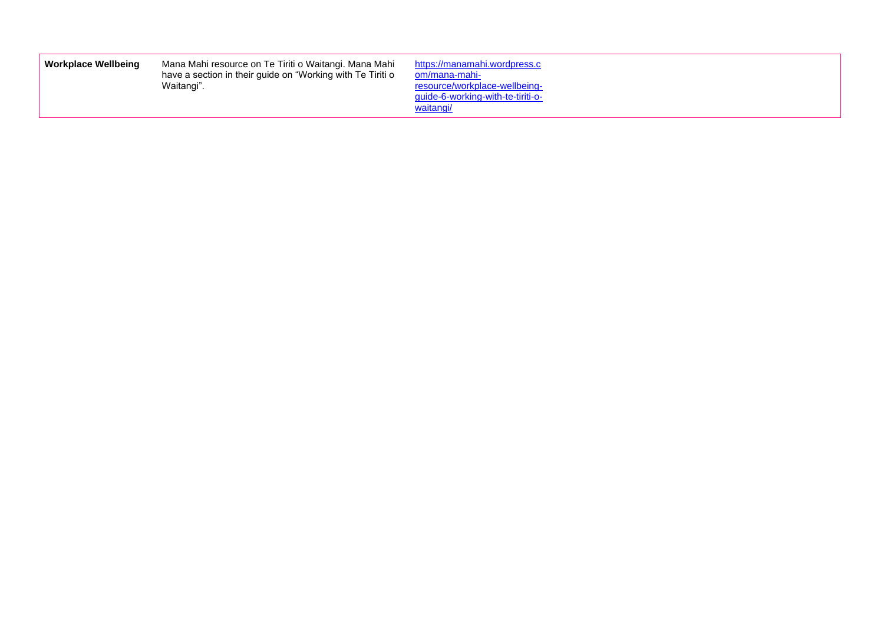| | | | |
|---|---|---|---|
| **Workplace Wellbeing** | Mana Mahi resource on Te Tiriti o Waitangi. Mana Mahi have a section in their guide on "Working with Te Tiriti o Waitangi". | https://manamahi.wordpress.com/mana-mahi-resource/workplace-wellbeing-guide-6-working-with-te-tiriti-o-waitangi/ | |